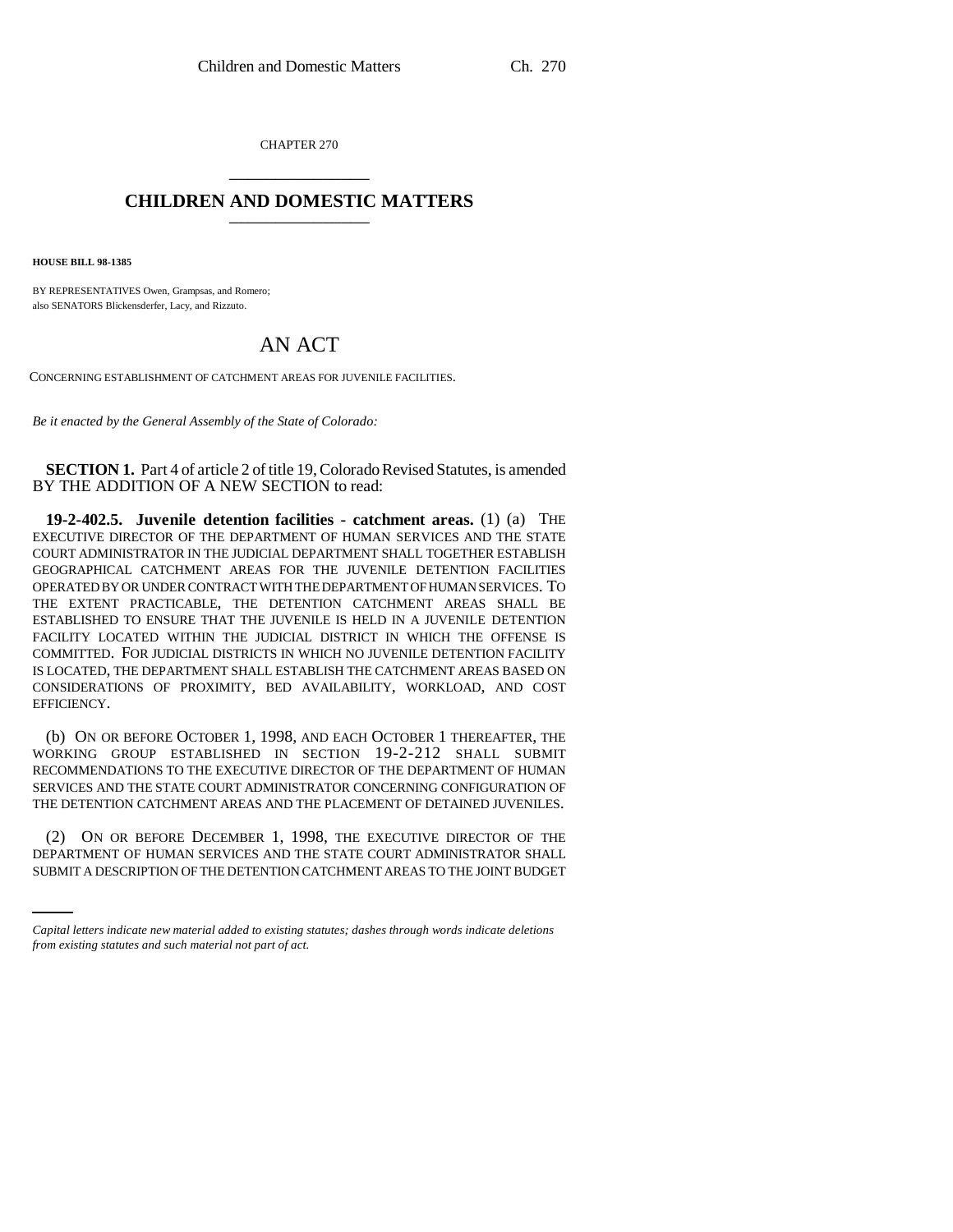CHAPTER 270

# CHILDREN AND DOMESTIC MATTERS

**HOUSE BILL 98-1385**

BY REPRESENTATIVES Owen, Grampsas, and Romero;
also SENATORS Blickensderfer, Lacy, and Rizzuto.

# AN ACT

CONCERNING ESTABLISHMENT OF CATCHMENT AREAS FOR JUVENILE FACILITIES.

*Be it enacted by the General Assembly of the State of Colorado:*

**SECTION 1.** Part 4 of article 2 of title 19, Colorado Revised Statutes, is amended BY THE ADDITION OF A NEW SECTION to read:

**19-2-402.5. Juvenile detention facilities - catchment areas.** (1) (a) THE EXECUTIVE DIRECTOR OF THE DEPARTMENT OF HUMAN SERVICES AND THE STATE COURT ADMINISTRATOR IN THE JUDICIAL DEPARTMENT SHALL TOGETHER ESTABLISH GEOGRAPHICAL CATCHMENT AREAS FOR THE JUVENILE DETENTION FACILITIES OPERATED BY OR UNDER CONTRACT WITH THE DEPARTMENT OF HUMAN SERVICES. TO THE EXTENT PRACTICABLE, THE DETENTION CATCHMENT AREAS SHALL BE ESTABLISHED TO ENSURE THAT THE JUVENILE IS HELD IN A JUVENILE DETENTION FACILITY LOCATED WITHIN THE JUDICIAL DISTRICT IN WHICH THE OFFENSE IS COMMITTED. FOR JUDICIAL DISTRICTS IN WHICH NO JUVENILE DETENTION FACILITY IS LOCATED, THE DEPARTMENT SHALL ESTABLISH THE CATCHMENT AREAS BASED ON CONSIDERATIONS OF PROXIMITY, BED AVAILABILITY, WORKLOAD, AND COST EFFICIENCY.

(b) ON OR BEFORE OCTOBER 1, 1998, AND EACH OCTOBER 1 THEREAFTER, THE WORKING GROUP ESTABLISHED IN SECTION 19-2-212 SHALL SUBMIT RECOMMENDATIONS TO THE EXECUTIVE DIRECTOR OF THE DEPARTMENT OF HUMAN SERVICES AND THE STATE COURT ADMINISTRATOR CONCERNING CONFIGURATION OF THE DETENTION CATCHMENT AREAS AND THE PLACEMENT OF DETAINED JUVENILES.

(2) ON OR BEFORE DECEMBER 1, 1998, THE EXECUTIVE DIRECTOR OF THE DEPARTMENT OF HUMAN SERVICES AND THE STATE COURT ADMINISTRATOR SHALL SUBMIT A DESCRIPTION OF THE DETENTION CATCHMENT AREAS TO THE JOINT BUDGET

*Capital letters indicate new material added to existing statutes; dashes through words indicate deletions from existing statutes and such material not part of act.*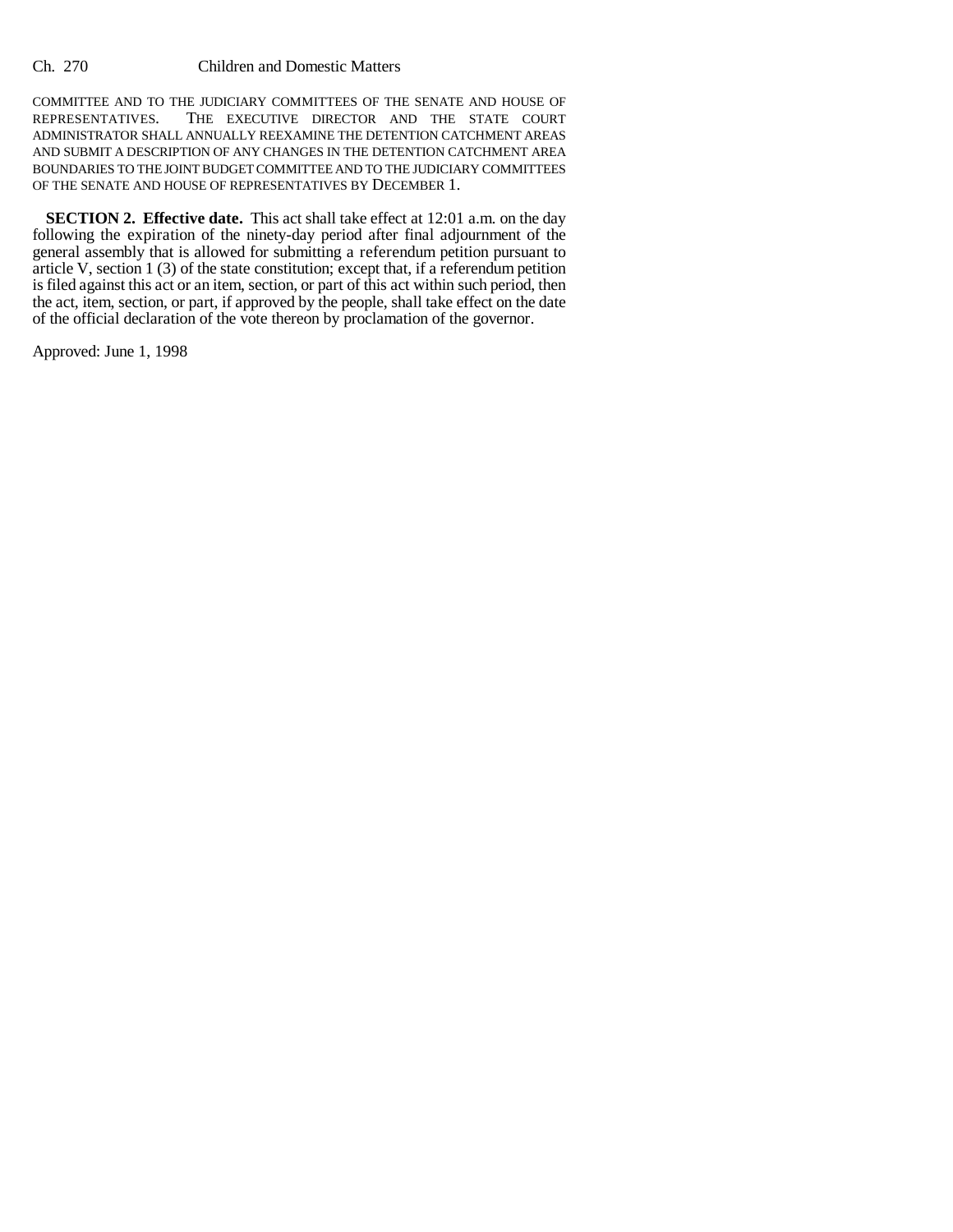COMMITTEE AND TO THE JUDICIARY COMMITTEES OF THE SENATE AND HOUSE OF REPRESENTATIVES. THE EXECUTIVE DIRECTOR AND THE STATE COURT ADMINISTRATOR SHALL ANNUALLY REEXAMINE THE DETENTION CATCHMENT AREAS AND SUBMIT A DESCRIPTION OF ANY CHANGES IN THE DETENTION CATCHMENT AREA BOUNDARIES TO THE JOINT BUDGET COMMITTEE AND TO THE JUDICIARY COMMITTEES OF THE SENATE AND HOUSE OF REPRESENTATIVES BY DECEMBER 1.

**SECTION 2. Effective date.** This act shall take effect at 12:01 a.m. on the day following the expiration of the ninety-day period after final adjournment of the general assembly that is allowed for submitting a referendum petition pursuant to article V, section 1 (3) of the state constitution; except that, if a referendum petition is filed against this act or an item, section, or part of this act within such period, then the act, item, section, or part, if approved by the people, shall take effect on the date of the official declaration of the vote thereon by proclamation of the governor.

Approved: June 1, 1998